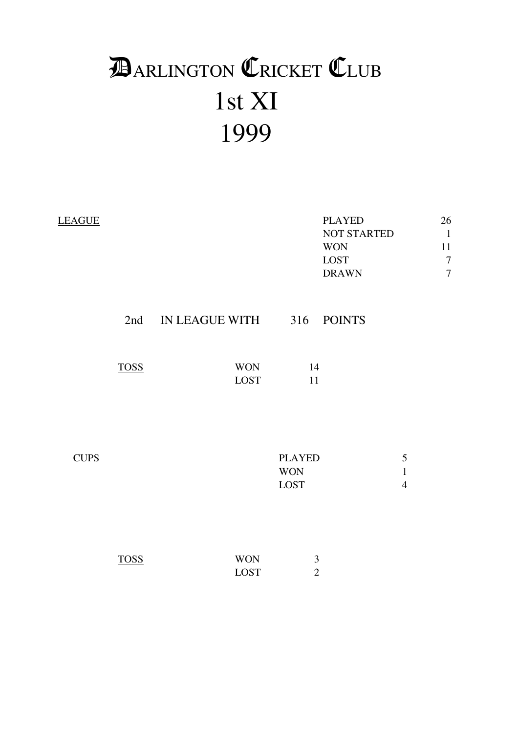# DARLINGTON CRICKET CLUB
# 1st XI
# 1999

<u>LEAGUE</u>

| | |
|---|---|
| PLAYED | 26 |
| NOT STARTED | 1 |
| WON | 11 |
| LOST | 7 |
| DRAWN | 7 |

2nd IN LEAGUE WITH 316 POINTS

<u>TOSS</u>

| | |
|---|---|
| WON | 14 |
| LOST | 11 |

<u>CUPS</u>

| | |
|---|---|
| PLAYED | 5 |
| WON | 1 |
| LOST | 4 |

<u>TOSS</u>

| | |
|---|---|
| WON | 3 |
| LOST | 2 |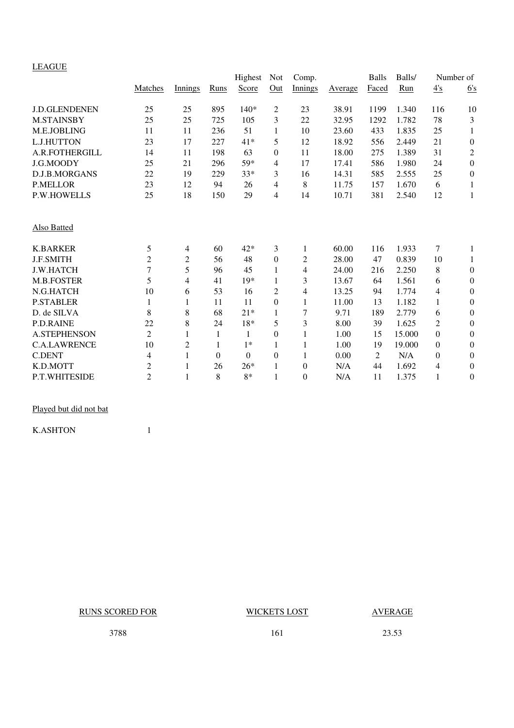LEAGUE

| | Matches | Innings | Runs | Highest Score | Not Out | Comp. Innings | Average | Balls Faced | Balls/ Run | Number of 4's | 6's |
|---|---|---|---|---|---|---|---|---|---|---|---|
| J.D.GLENDENEN | 25 | 25 | 895 | 140* | 2 | 23 | 38.91 | 1199 | 1.340 | 116 | 10 |
| M.STAINSBY | 25 | 25 | 725 | 105 | 3 | 22 | 32.95 | 1292 | 1.782 | 78 | 3 |
| M.E.JOBLING | 11 | 11 | 236 | 51 | 1 | 10 | 23.60 | 433 | 1.835 | 25 | 1 |
| L.J.HUTTON | 23 | 17 | 227 | 41* | 5 | 12 | 18.92 | 556 | 2.449 | 21 | 0 |
| A.R.FOTHERGILL | 14 | 11 | 198 | 63 | 0 | 11 | 18.00 | 275 | 1.389 | 31 | 2 |
| J.G.MOODY | 25 | 21 | 296 | 59* | 4 | 17 | 17.41 | 586 | 1.980 | 24 | 0 |
| D.J.B.MORGANS | 22 | 19 | 229 | 33* | 3 | 16 | 14.31 | 585 | 2.555 | 25 | 0 |
| P.MELLOR | 23 | 12 | 94 | 26 | 4 | 8 | 11.75 | 157 | 1.670 | 6 | 1 |
| P.W.HOWELLS | 25 | 18 | 150 | 29 | 4 | 14 | 10.71 | 381 | 2.540 | 12 | 1 |

Also Batted

| | Matches | Innings | Runs | Highest Score | Not Out | Comp. Innings | Average | Balls Faced | Balls/ Run | 4's | 6's |
|---|---|---|---|---|---|---|---|---|---|---|---|
| K.BARKER | 5 | 4 | 60 | 42* | 3 | 1 | 60.00 | 116 | 1.933 | 7 | 1 |
| J.F.SMITH | 2 | 2 | 56 | 48 | 0 | 2 | 28.00 | 47 | 0.839 | 10 | 1 |
| J.W.HATCH | 7 | 5 | 96 | 45 | 1 | 4 | 24.00 | 216 | 2.250 | 8 | 0 |
| M.B.FOSTER | 5 | 4 | 41 | 19* | 1 | 3 | 13.67 | 64 | 1.561 | 6 | 0 |
| N.G.HATCH | 10 | 6 | 53 | 16 | 2 | 4 | 13.25 | 94 | 1.774 | 4 | 0 |
| P.STABLER | 1 | 1 | 11 | 11 | 0 | 1 | 11.00 | 13 | 1.182 | 1 | 0 |
| D. de SILVA | 8 | 8 | 68 | 21* | 1 | 7 | 9.71 | 189 | 2.779 | 6 | 0 |
| P.D.RAINE | 22 | 8 | 24 | 18* | 5 | 3 | 8.00 | 39 | 1.625 | 2 | 0 |
| A.STEPHENSON | 2 | 1 | 1 | 1 | 0 | 1 | 1.00 | 15 | 15.000 | 0 | 0 |
| C.A.LAWRENCE | 10 | 2 | 1 | 1* | 1 | 1 | 1.00 | 19 | 19.000 | 0 | 0 |
| C.DENT | 4 | 1 | 0 | 0 | 0 | 1 | 0.00 | 2 | N/A | 0 | 0 |
| K.D.MOTT | 2 | 1 | 26 | 26* | 1 | 0 | N/A | 44 | 1.692 | 4 | 0 |
| P.T.WHITESIDE | 2 | 1 | 8 | 8* | 1 | 0 | N/A | 11 | 1.375 | 1 | 0 |

Played but did not bat

| | Matches |
|---|---|
| K.ASHTON | 1 |

| RUNS SCORED FOR | WICKETS LOST | AVERAGE |
|---|---|---|
| 3788 | 161 | 23.53 |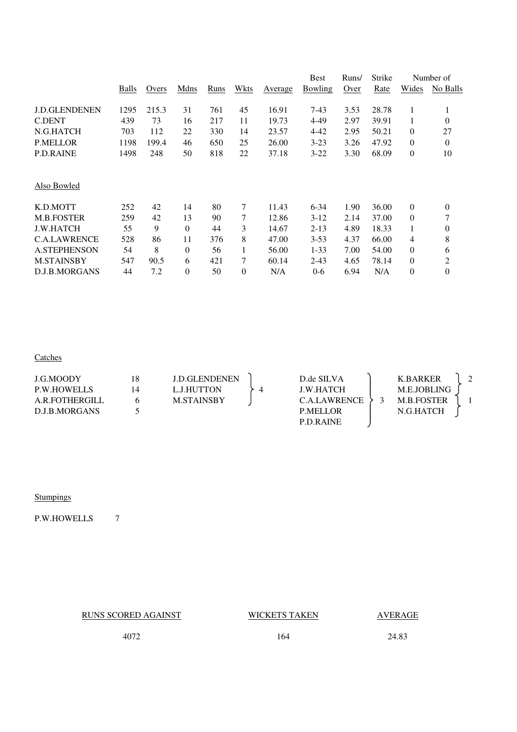|  | Balls | Overs | Mdns | Runs | Wkts | Average | Best Bowling | Runs/ Over | Strike Rate | Number of Wides | Number of No Balls |
|---|---|---|---|---|---|---|---|---|---|---|---|
| J.D.GLENDENEN | 1295 | 215.3 | 31 | 761 | 45 | 16.91 | 7-43 | 3.53 | 28.78 | 1 | 1 |
| C.DENT | 439 | 73 | 16 | 217 | 11 | 19.73 | 4-49 | 2.97 | 39.91 | 1 | 0 |
| N.G.HATCH | 703 | 112 | 22 | 330 | 14 | 23.57 | 4-42 | 2.95 | 50.21 | 0 | 27 |
| P.MELLOR | 1198 | 199.4 | 46 | 650 | 25 | 26.00 | 3-23 | 3.26 | 47.92 | 0 | 0 |
| P.D.RAINE | 1498 | 248 | 50 | 818 | 22 | 37.18 | 3-22 | 3.30 | 68.09 | 0 | 10 |

Also Bowled

|  | Balls | Overs | Mdns | Runs | Wkts | Average | Best Bowling | Runs/ Over | Strike Rate | Number of Wides | Number of No Balls |
|---|---|---|---|---|---|---|---|---|---|---|---|
| K.D.MOTT | 252 | 42 | 14 | 80 | 7 | 11.43 | 6-34 | 1.90 | 36.00 | 0 | 0 |
| M.B.FOSTER | 259 | 42 | 13 | 90 | 7 | 12.86 | 3-12 | 2.14 | 37.00 | 0 | 7 |
| J.W.HATCH | 55 | 9 | 0 | 44 | 3 | 14.67 | 2-13 | 4.89 | 18.33 | 1 | 0 |
| C.A.LAWRENCE | 528 | 86 | 11 | 376 | 8 | 47.00 | 3-53 | 4.37 | 66.00 | 4 | 8 |
| A.STEPHENSON | 54 | 8 | 0 | 56 | 1 | 56.00 | 1-33 | 7.00 | 54.00 | 0 | 6 |
| M.STAINSBY | 547 | 90.5 | 6 | 421 | 7 | 60.14 | 2-43 | 4.65 | 78.14 | 0 | 2 |
| D.J.B.MORGANS | 44 | 7.2 | 0 | 50 | 0 | N/A | 0-6 | 6.94 | N/A | 0 | 0 |

Catches

| Player | Catches |
|---|---|
| J.G.MOODY | 18 |
| P.W.HOWELLS | 14 |
| A.R.FOTHERGILL | 6 |
| D.J.B.MORGANS | 5 |
| J.D.GLENDENEN, L.J.HUTTON, M.STAINSBY | 4 |
| D.de SILVA, J.W.HATCH, C.A.LAWRENCE, P.MELLOR, P.D.RAINE | 3 |
| K.BARKER, M.E.JOBLING | 2 |
| M.B.FOSTER, N.G.HATCH | 1 |

Stumpings

P.W.HOWELLS 7

| RUNS SCORED AGAINST | WICKETS TAKEN | AVERAGE |
|---|---|---|
| 4072 | 164 | 24.83 |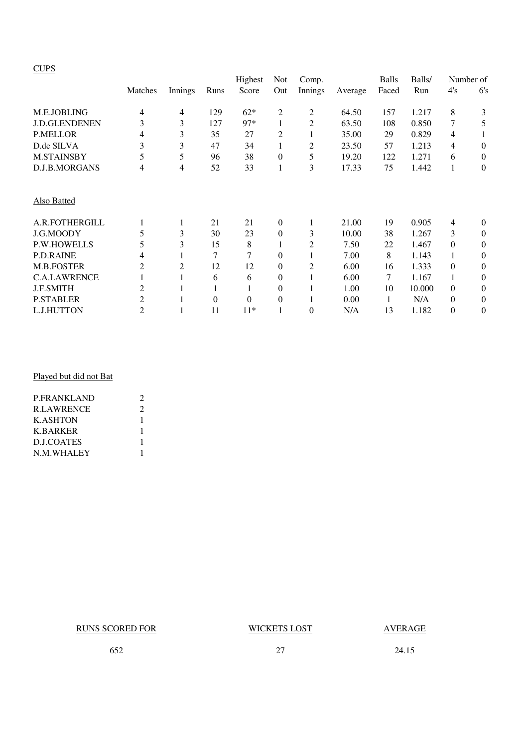CUPS

| | Matches | Innings | Runs | Highest Score | Not Out | Comp. Innings | Average | Balls Faced | Balls/ Run | Number of 4's | 6's |
|---|---|---|---|---|---|---|---|---|---|---|---|
| M.E.JOBLING | 4 | 4 | 129 | 62* | 2 | 2 | 64.50 | 157 | 1.217 | 8 | 3 |
| J.D.GLENDENEN | 3 | 3 | 127 | 97* | 1 | 2 | 63.50 | 108 | 0.850 | 7 | 5 |
| P.MELLOR | 4 | 3 | 35 | 27 | 2 | 1 | 35.00 | 29 | 0.829 | 4 | 1 |
| D.de SILVA | 3 | 3 | 47 | 34 | 1 | 2 | 23.50 | 57 | 1.213 | 4 | 0 |
| M.STAINSBY | 5 | 5 | 96 | 38 | 0 | 5 | 19.20 | 122 | 1.271 | 6 | 0 |
| D.J.B.MORGANS | 4 | 4 | 52 | 33 | 1 | 3 | 17.33 | 75 | 1.442 | 1 | 0 |

Also Batted

| | Matches | Innings | Runs | Highest Score | Not Out | Comp. Innings | Average | Balls Faced | Balls/ Run | Number of 4's | 6's |
|---|---|---|---|---|---|---|---|---|---|---|---|
| A.R.FOTHERGILL | 1 | 1 | 21 | 21 | 0 | 1 | 21.00 | 19 | 0.905 | 4 | 0 |
| J.G.MOODY | 5 | 3 | 30 | 23 | 0 | 3 | 10.00 | 38 | 1.267 | 3 | 0 |
| P.W.HOWELLS | 5 | 3 | 15 | 8 | 1 | 2 | 7.50 | 22 | 1.467 | 0 | 0 |
| P.D.RAINE | 4 | 1 | 7 | 7 | 0 | 1 | 7.00 | 8 | 1.143 | 1 | 0 |
| M.B.FOSTER | 2 | 2 | 12 | 12 | 0 | 2 | 6.00 | 16 | 1.333 | 0 | 0 |
| C.A.LAWRENCE | 1 | 1 | 6 | 6 | 0 | 1 | 6.00 | 7 | 1.167 | 1 | 0 |
| J.F.SMITH | 2 | 1 | 1 | 1 | 0 | 1 | 1.00 | 10 | 10.000 | 0 | 0 |
| P.STABLER | 2 | 1 | 0 | 0 | 0 | 1 | 0.00 | 1 | N/A | 0 | 0 |
| L.J.HUTTON | 2 | 1 | 11 | 11* | 1 | 0 | N/A | 13 | 1.182 | 0 | 0 |

Played but did not Bat

| | |
|---|---|
| P.FRANKLAND | 2 |
| R.LAWRENCE | 2 |
| K.ASHTON | 1 |
| K.BARKER | 1 |
| D.J.COATES | 1 |
| N.M.WHALEY | 1 |

| RUNS SCORED FOR | WICKETS LOST | AVERAGE |
|---|---|---|
| 652 | 27 | 24.15 |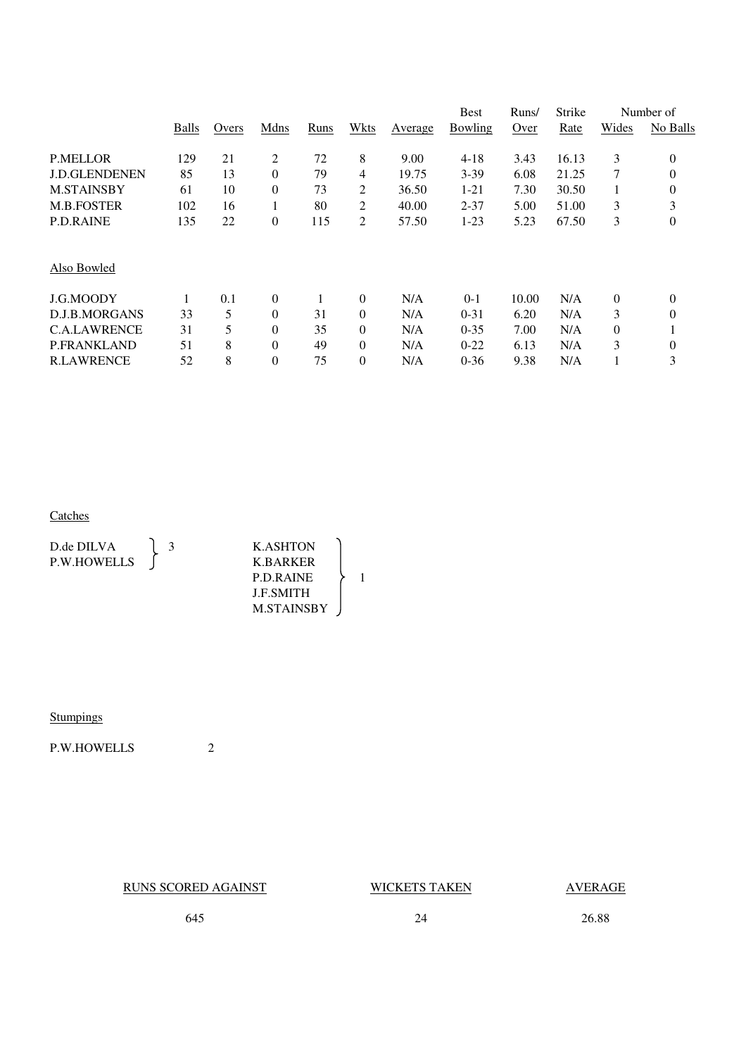| | Balls | Overs | Mdns | Runs | Wkts | Average | Best Bowling | Runs/ Over | Strike Rate | Number of Wides | No Balls |
|---|---|---|---|---|---|---|---|---|---|---|---|
| P.MELLOR | 129 | 21 | 2 | 72 | 8 | 9.00 | 4-18 | 3.43 | 16.13 | 3 | 0 |
| J.D.GLENDENEN | 85 | 13 | 0 | 79 | 4 | 19.75 | 3-39 | 6.08 | 21.25 | 7 | 0 |
| M.STAINSBY | 61 | 10 | 0 | 73 | 2 | 36.50 | 1-21 | 7.30 | 30.50 | 1 | 0 |
| M.B.FOSTER | 102 | 16 | 1 | 80 | 2 | 40.00 | 2-37 | 5.00 | 51.00 | 3 | 3 |
| P.D.RAINE | 135 | 22 | 0 | 115 | 2 | 57.50 | 1-23 | 5.23 | 67.50 | 3 | 0 |

Also Bowled

| | Balls | Overs | Mdns | Runs | Wkts | Average | Best Bowling | Runs/ Over | Strike Rate | Number of Wides | No Balls |
|---|---|---|---|---|---|---|---|---|---|---|---|
| J.G.MOODY | 1 | 0.1 | 0 | 1 | 0 | N/A | 0-1 | 10.00 | N/A | 0 | 0 |
| D.J.B.MORGANS | 33 | 5 | 0 | 31 | 0 | N/A | 0-31 | 6.20 | N/A | 3 | 0 |
| C.A.LAWRENCE | 31 | 5 | 0 | 35 | 0 | N/A | 0-35 | 7.00 | N/A | 0 | 1 |
| P.FRANKLAND | 51 | 8 | 0 | 49 | 0 | N/A | 0-22 | 6.13 | N/A | 3 | 0 |
| R.LAWRENCE | 52 | 8 | 0 | 75 | 0 | N/A | 0-36 | 9.38 | N/A | 1 | 3 |

Catches

| Player | Catches |
|---|---|
| D.de DILVA | 3 |
| P.W.HOWELLS | 3 |
| K.ASHTON | 1 |
| K.BARKER | 1 |
| P.D.RAINE | 1 |
| J.F.SMITH | 1 |
| M.STAINSBY | 1 |

Stumpings

P.W.HOWELLS 2

| RUNS SCORED AGAINST | WICKETS TAKEN | AVERAGE |
|---|---|---|
| 645 | 24 | 26.88 |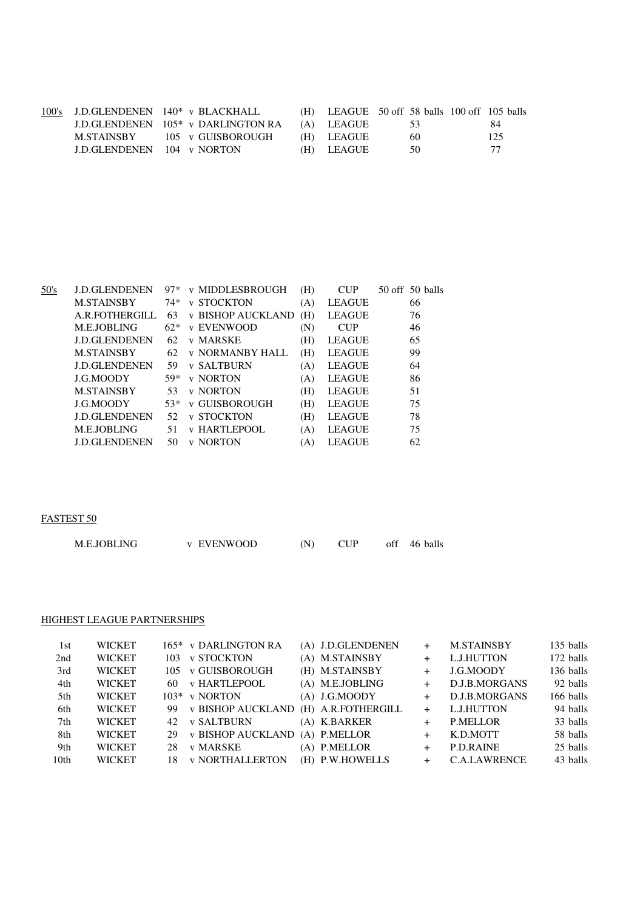## 100's

| Player | Score | Opponent | Venue | Competition | 50 off balls | 100 off balls |
|---|---|---|---|---|---|---|
| J.D.GLENDENEN | 140* | v BLACKHALL | (H) | LEAGUE | 58 | 105 |
| J.D.GLENDENEN | 105* | v DARLINGTON RA | (A) | LEAGUE | 53 | 84 |
| M.STAINSBY | 105 | v GUISBOROUGH | (H) | LEAGUE | 60 | 125 |
| J.D.GLENDENEN | 104 | v NORTON | (H) | LEAGUE | 50 | 77 |

## 50's

| Player | Score | Opponent | Venue | Competition | 50 off balls |
|---|---|---|---|---|---|
| J.D.GLENDENEN | 97* | v MIDDLESBROUGH | (H) | CUP | 50 |
| M.STAINSBY | 74* | v STOCKTON | (A) | LEAGUE | 66 |
| A.R.FOTHERGILL | 63 | v BISHOP AUCKLAND | (H) | LEAGUE | 76 |
| M.E.JOBLING | 62* | v EVENWOOD | (N) | CUP | 46 |
| J.D.GLENDENEN | 62 | v MARSKE | (H) | LEAGUE | 65 |
| M.STAINSBY | 62 | v NORMANBY HALL | (H) | LEAGUE | 99 |
| J.D.GLENDENEN | 59 | v SALTBURN | (A) | LEAGUE | 64 |
| J.G.MOODY | 59* | v NORTON | (A) | LEAGUE | 86 |
| M.STAINSBY | 53 | v NORTON | (H) | LEAGUE | 51 |
| J.G.MOODY | 53* | v GUISBOROUGH | (H) | LEAGUE | 75 |
| J.D.GLENDENEN | 52 | v STOCKTON | (H) | LEAGUE | 78 |
| M.E.JOBLING | 51 | v HARTLEPOOL | (A) | LEAGUE | 75 |
| J.D.GLENDENEN | 50 | v NORTON | (A) | LEAGUE | 62 |

## FASTEST 50

M.E.JOBLING v EVENWOOD (N) CUP off 46 balls

## HIGHEST LEAGUE PARTNERSHIPS

| Wicket | | Runs | Opponent | Venue | Batsman | | Batsman | Balls |
|---|---|---|---|---|---|---|---|---|
| 1st | WICKET | 165* | v DARLINGTON RA | (A) | J.D.GLENDENEN | + | M.STAINSBY | 135 balls |
| 2nd | WICKET | 103 | v STOCKTON | (A) | M.STAINSBY | + | L.J.HUTTON | 172 balls |
| 3rd | WICKET | 105 | v GUISBOROUGH | (H) | M.STAINSBY | + | J.G.MOODY | 136 balls |
| 4th | WICKET | 60 | v HARTLEPOOL | (A) | M.E.JOBLING | + | D.J.B.MORGANS | 92 balls |
| 5th | WICKET | 103* | v NORTON | (A) | J.G.MOODY | + | D.J.B.MORGANS | 166 balls |
| 6th | WICKET | 99 | v BISHOP AUCKLAND | (H) | A.R.FOTHERGILL | + | L.J.HUTTON | 94 balls |
| 7th | WICKET | 42 | v SALTBURN | (A) | K.BARKER | + | P.MELLOR | 33 balls |
| 8th | WICKET | 29 | v BISHOP AUCKLAND | (A) | P.MELLOR | + | K.D.MOTT | 58 balls |
| 9th | WICKET | 28 | v MARSKE | (A) | P.MELLOR | + | P.D.RAINE | 25 balls |
| 10th | WICKET | 18 | v NORTHALLERTON | (H) | P.W.HOWELLS | + | C.A.LAWRENCE | 43 balls |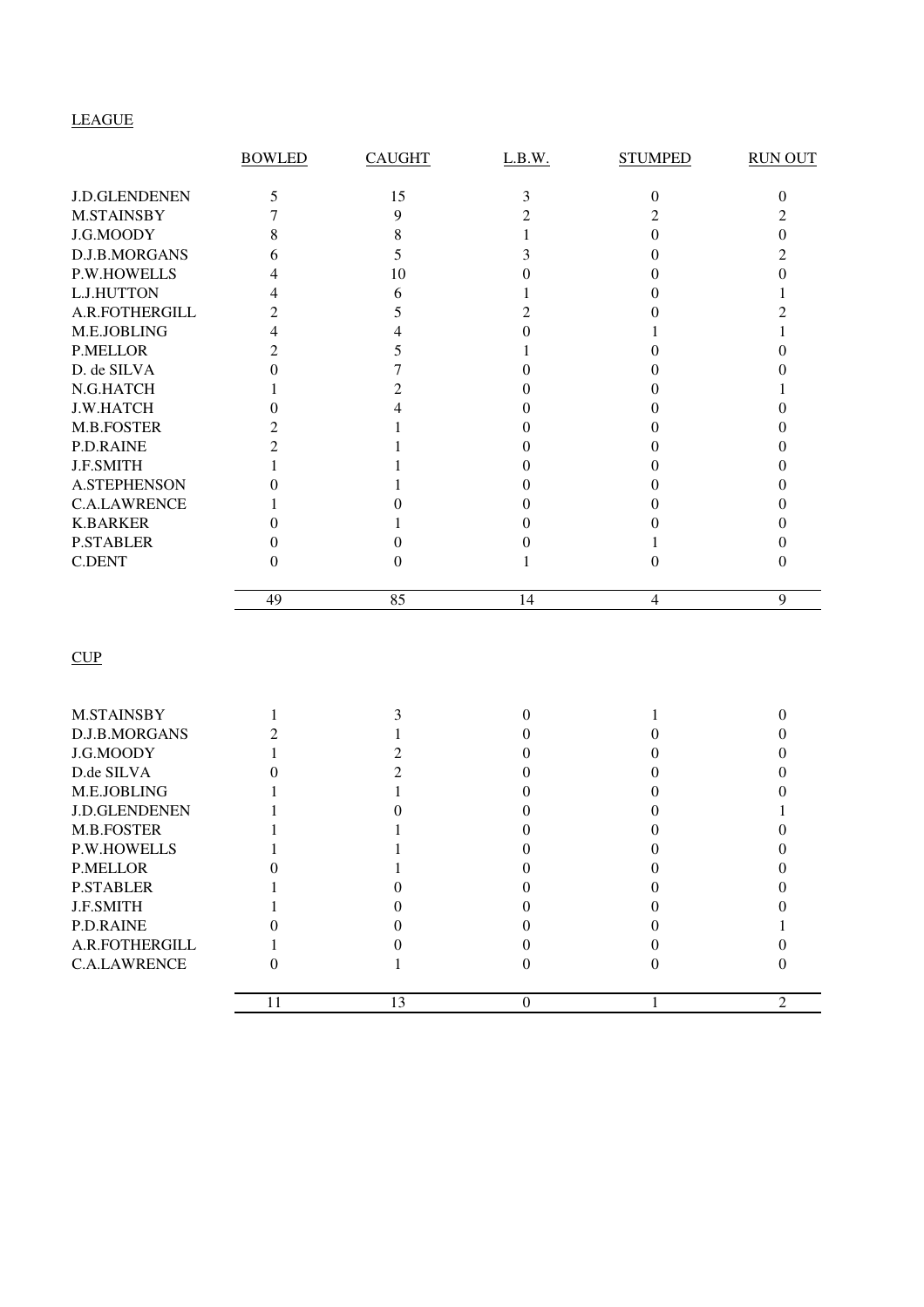LEAGUE

| | BOWLED | CAUGHT | L.B.W. | STUMPED | RUN OUT |
|---|---|---|---|---|---|
| J.D.GLENDENEN | 5 | 15 | 3 | 0 | 0 |
| M.STAINSBY | 7 | 9 | 2 | 2 | 2 |
| J.G.MOODY | 8 | 8 | 1 | 0 | 0 |
| D.J.B.MORGANS | 6 | 5 | 3 | 0 | 2 |
| P.W.HOWELLS | 4 | 10 | 0 | 0 | 0 |
| L.J.HUTTON | 4 | 6 | 1 | 0 | 1 |
| A.R.FOTHERGILL | 2 | 5 | 2 | 0 | 2 |
| M.E.JOBLING | 4 | 4 | 0 | 1 | 1 |
| P.MELLOR | 2 | 5 | 1 | 0 | 0 |
| D. de SILVA | 0 | 7 | 0 | 0 | 0 |
| N.G.HATCH | 1 | 2 | 0 | 0 | 1 |
| J.W.HATCH | 0 | 4 | 0 | 0 | 0 |
| M.B.FOSTER | 2 | 1 | 0 | 0 | 0 |
| P.D.RAINE | 2 | 1 | 0 | 0 | 0 |
| J.F.SMITH | 1 | 1 | 0 | 0 | 0 |
| A.STEPHENSON | 0 | 1 | 0 | 0 | 0 |
| C.A.LAWRENCE | 1 | 0 | 0 | 0 | 0 |
| K.BARKER | 0 | 1 | 0 | 0 | 0 |
| P.STABLER | 0 | 0 | 0 | 1 | 0 |
| C.DENT | 0 | 0 | 1 | 0 | 0 |
| | 49 | 85 | 14 | 4 | 9 |

CUP

| | BOWLED | CAUGHT | L.B.W. | STUMPED | RUN OUT |
|---|---|---|---|---|---|
| M.STAINSBY | 1 | 3 | 0 | 1 | 0 |
| D.J.B.MORGANS | 2 | 1 | 0 | 0 | 0 |
| J.G.MOODY | 1 | 2 | 0 | 0 | 0 |
| D.de SILVA | 0 | 2 | 0 | 0 | 0 |
| M.E.JOBLING | 1 | 1 | 0 | 0 | 0 |
| J.D.GLENDENEN | 1 | 0 | 0 | 0 | 1 |
| M.B.FOSTER | 1 | 1 | 0 | 0 | 0 |
| P.W.HOWELLS | 1 | 1 | 0 | 0 | 0 |
| P.MELLOR | 0 | 1 | 0 | 0 | 0 |
| P.STABLER | 1 | 0 | 0 | 0 | 0 |
| J.F.SMITH | 1 | 0 | 0 | 0 | 0 |
| P.D.RAINE | 0 | 0 | 0 | 0 | 1 |
| A.R.FOTHERGILL | 1 | 0 | 0 | 0 | 0 |
| C.A.LAWRENCE | 0 | 1 | 0 | 0 | 0 |
| | 11 | 13 | 0 | 1 | 2 |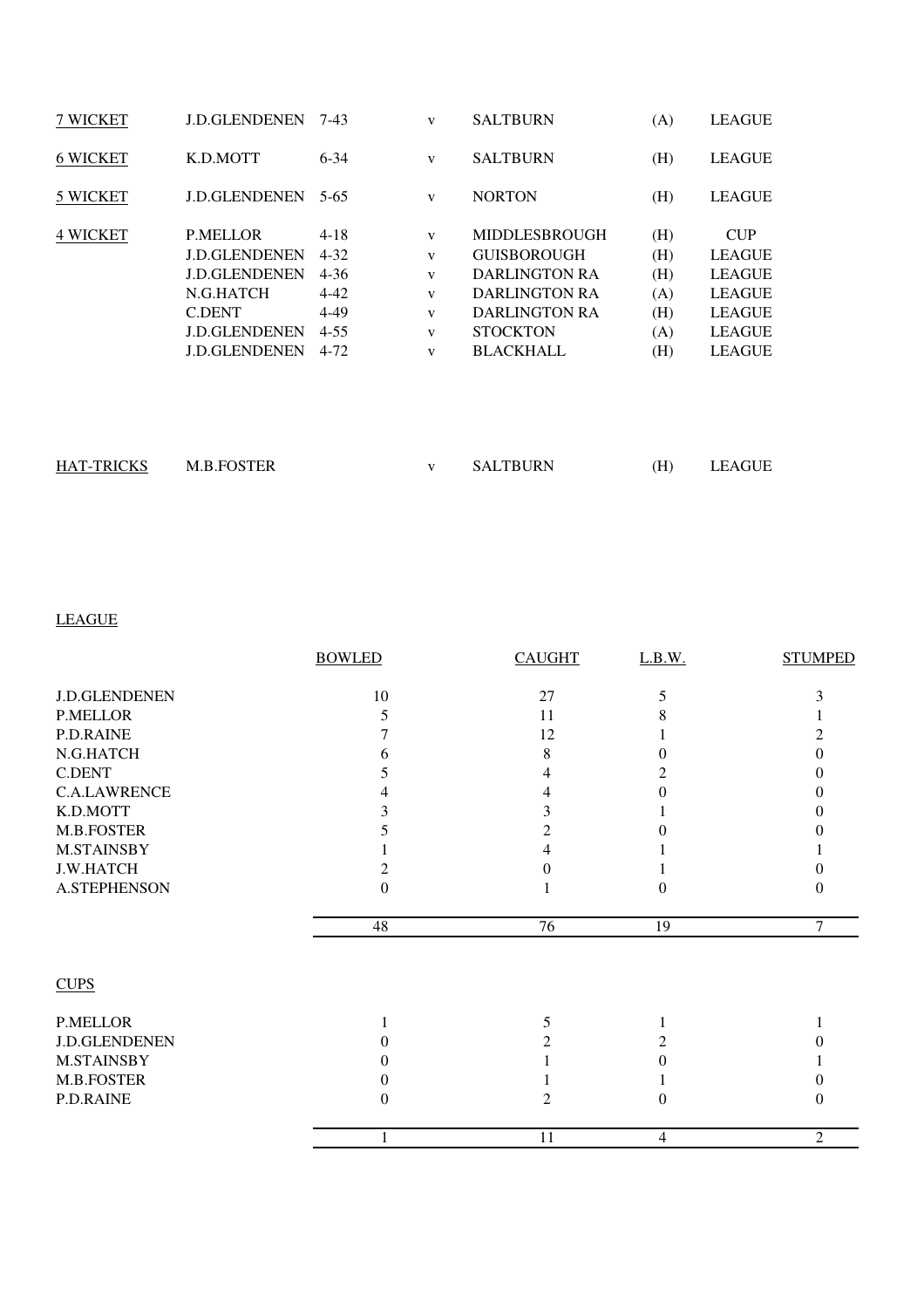| | | | | | | |
|---|---|---|---|---|---|---|
| 7 WICKET | J.D.GLENDENEN | 7-43 | v | SALTBURN | (A) | LEAGUE |
| 6 WICKET | K.D.MOTT | 6-34 | v | SALTBURN | (H) | LEAGUE |
| 5 WICKET | J.D.GLENDENEN | 5-65 | v | NORTON | (H) | LEAGUE |
| 4 WICKET | P.MELLOR | 4-18 | v | MIDDLESBROUGH | (H) | CUP |
| | J.D.GLENDENEN | 4-32 | v | GUISBOROUGH | (H) | LEAGUE |
| | J.D.GLENDENEN | 4-36 | v | DARLINGTON RA | (H) | LEAGUE |
| | N.G.HATCH | 4-42 | v | DARLINGTON RA | (A) | LEAGUE |
| | C.DENT | 4-49 | v | DARLINGTON RA | (H) | LEAGUE |
| | J.D.GLENDENEN | 4-55 | v | STOCKTON | (A) | LEAGUE |
| | J.D.GLENDENEN | 4-72 | v | BLACKHALL | (H) | LEAGUE |

| | | | | | |
|---|---|---|---|---|---|
| HAT-TRICKS | M.B.FOSTER | v | SALTBURN | (H) | LEAGUE |

LEAGUE

| | BOWLED | CAUGHT | L.B.W. | STUMPED |
|---|---|---|---|---|
| J.D.GLENDENEN | 10 | 27 | 5 | 3 |
| P.MELLOR | 5 | 11 | 8 | 1 |
| P.D.RAINE | 7 | 12 | 1 | 2 |
| N.G.HATCH | 6 | 8 | 0 | 0 |
| C.DENT | 5 | 4 | 2 | 0 |
| C.A.LAWRENCE | 4 | 4 | 0 | 0 |
| K.D.MOTT | 3 | 3 | 1 | 0 |
| M.B.FOSTER | 5 | 2 | 0 | 0 |
| M.STAINSBY | 1 | 4 | 1 | 1 |
| J.W.HATCH | 2 | 0 | 1 | 0 |
| A.STEPHENSON | 0 | 1 | 0 | 0 |
| | 48 | 76 | 19 | 7 |

CUPS

| | BOWLED | CAUGHT | L.B.W. | STUMPED |
|---|---|---|---|---|
| P.MELLOR | 1 | 5 | 1 | 1 |
| J.D.GLENDENEN | 0 | 2 | 2 | 0 |
| M.STAINSBY | 0 | 1 | 0 | 1 |
| M.B.FOSTER | 0 | 1 | 1 | 0 |
| P.D.RAINE | 0 | 2 | 0 | 0 |
| | 1 | 11 | 4 | 2 |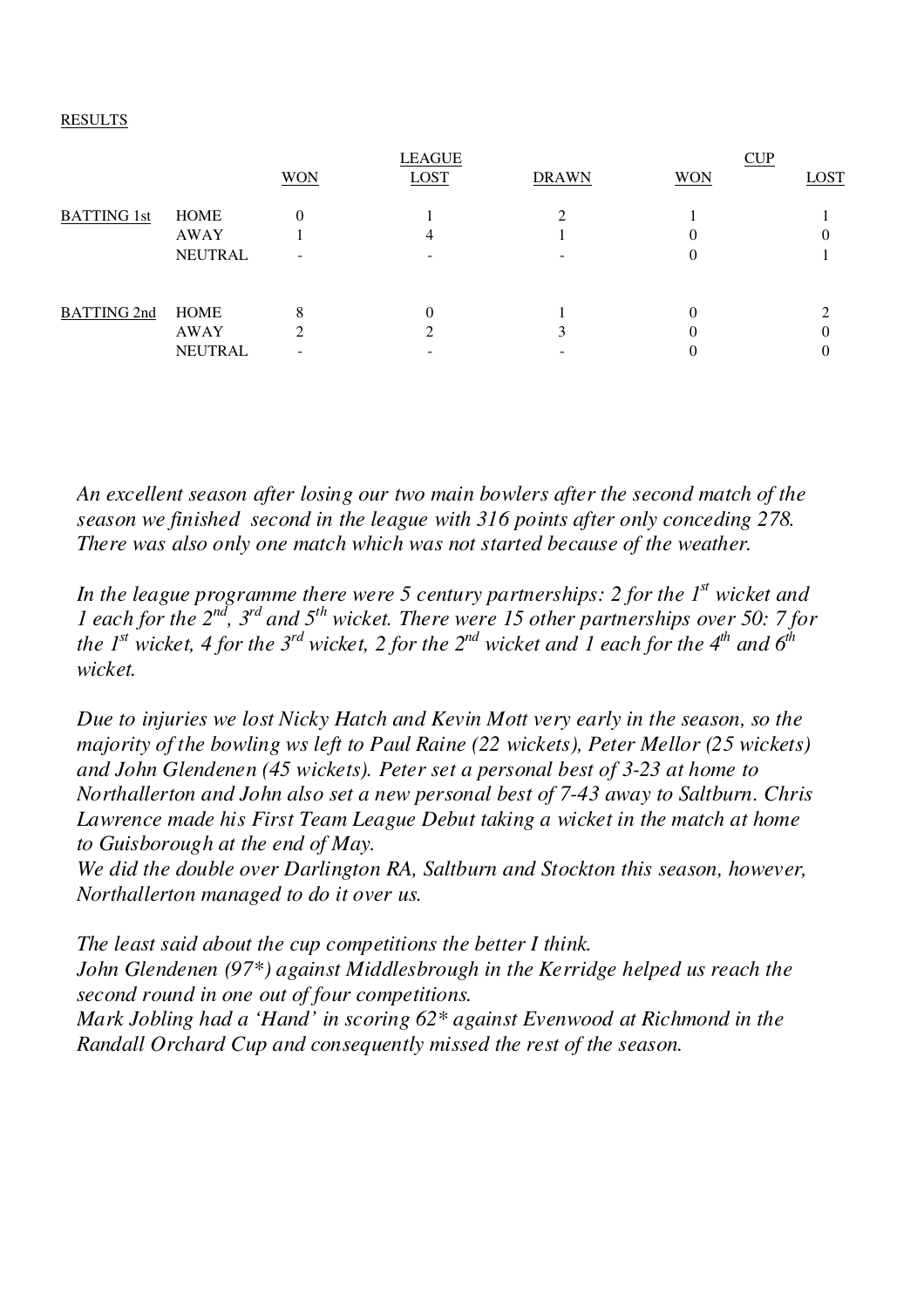RESULTS

| | | LEAGUE | | | CUP | |
|---|---|---|---|---|---|---|
| | | WON | LOST | DRAWN | WON | LOST |
| BATTING 1st | HOME | 0 | 1 | 2 | 1 | 1 |
| | AWAY | 1 | 4 | 1 | 0 | 0 |
| | NEUTRAL | - | - | - | 0 | 1 |
| BATTING 2nd | HOME | 8 | 0 | 1 | 0 | 2 |
| | AWAY | 2 | 2 | 3 | 0 | 0 |
| | NEUTRAL | - | - | - | 0 | 0 |

*An excellent season after losing our two main bowlers after the second match of the season we finished second in the league with 316 points after only conceding 278. There was also only one match which was not started because of the weather.*

*In the league programme there were 5 century partnerships: 2 for the 1st wicket and 1 each for the 2nd, 3rd and 5th wicket. There were 15 other partnerships over 50: 7 for the 1st wicket, 4 for the 3rd wicket, 2 for the 2nd wicket and 1 each for the 4th and 6th wicket.*

*Due to injuries we lost Nicky Hatch and Kevin Mott very early in the season, so the majority of the bowling ws left to Paul Raine (22 wickets), Peter Mellor (25 wickets) and John Glendenen (45 wickets). Peter set a personal best of 3-23 at home to Northallerton and John also set a new personal best of 7-43 away to Saltburn. Chris Lawrence made his First Team League Debut taking a wicket in the match at home to Guisborough at the end of May.*

*We did the double over Darlington RA, Saltburn and Stockton this season, however, Northallerton managed to do it over us.*

*The least said about the cup competitions the better I think.*

*John Glendenen (97*) against Middlesbrough in the Kerridge helped us reach the second round in one out of four competitions.*

*Mark Jobling had a 'Hand' in scoring 62* against Evenwood at Richmond in the Randall Orchard Cup and consequently missed the rest of the season.*